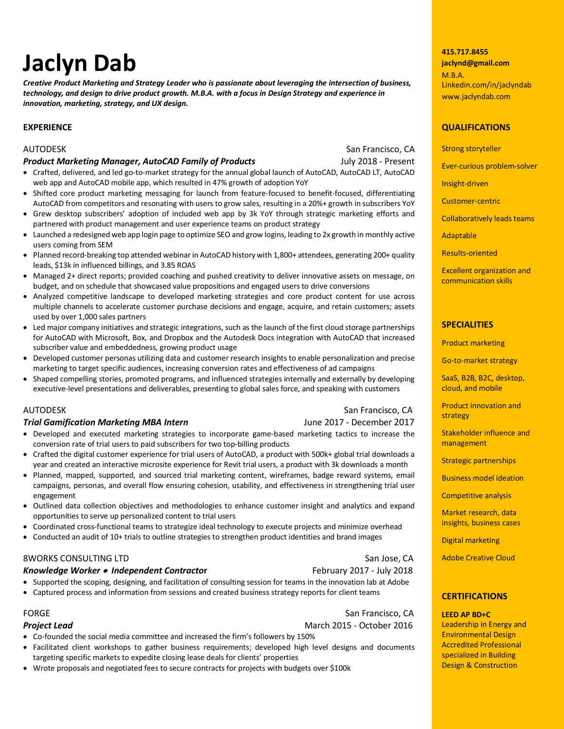# Jaclyn Dab

***Creative Product Marketing and Strategy Leader who is passionate about leveraging the intersection of business, technology, and design to drive product growth. M.B.A. with a focus in Design Strategy and experience in innovation, marketing, strategy, and UX design.***

## EXPERIENCE

AUTODESK — San Francisco, CA
***Product Marketing Manager, AutoCAD Family of Products*** — July 2018 - Present

- Crafted, delivered, and led go-to-market strategy for the annual global launch of AutoCAD, AutoCAD LT, AutoCAD web app and AutoCAD mobile app, which resulted in 47% growth of adoption YoY
- Shifted core product marketing messaging for launch from feature-focused to benefit-focused, differentiating AutoCAD from competitors and resonating with users to grow sales, resulting in a 20%+ growth in subscribers YoY
- Grew desktop subscribers' adoption of included web app by 3k YoY through strategic marketing efforts and partnered with product management and user experience teams on product strategy
- Launched a redesigned web app login page to optimize SEO and grow logins, leading to 2x growth in monthly active users coming from SEM
- Planned record-breaking top attended webinar in AutoCAD history with 1,800+ attendees, generating 200+ quality leads, $13k in influenced billings, and 3.85 ROAS
- Managed 2+ direct reports; provided coaching and pushed creativity to deliver innovative assets on message, on budget, and on schedule that showcased value propositions and engaged users to drive conversions
- Analyzed competitive landscape to developed marketing strategies and core product content for use across multiple channels to accelerate customer purchase decisions and engage, acquire, and retain customers; assets used by over 1,000 sales partners
- Led major company initiatives and strategic integrations, such as the launch of the first cloud storage partnerships for AutoCAD with Microsoft, Box, and Dropbox and the Autodesk Docs integration with AutoCAD that increased subscriber value and embeddedness, growing product usage
- Developed customer personas utilizing data and customer research insights to enable personalization and precise marketing to target specific audiences, increasing conversion rates and effectiveness of ad campaigns
- Shaped compelling stories, promoted programs, and influenced strategies internally and externally by developing executive-level presentations and deliverables, presenting to global sales force, and speaking with customers

AUTODESK — San Francisco, CA
***Trial Gamification Marketing MBA Intern*** — June 2017 - December 2017

- Developed and executed marketing strategies to incorporate game-based marketing tactics to increase the conversion rate of trial users to paid subscribers for two top-billing products
- Crafted the digital customer experience for trial users of AutoCAD, a product with 500k+ global trial downloads a year and created an interactive microsite experience for Revit trial users, a product with 3k downloads a month
- Planned, mapped, supported, and sourced trial marketing content, wireframes, badge reward systems, email campaigns, personas, and overall flow ensuring cohesion, usability, and effectiveness in strengthening trial user engagement
- Outlined data collection objectives and methodologies to enhance customer insight and analytics and expand opportunities to serve up personalized content to trial users
- Coordinated cross-functional teams to strategize ideal technology to execute projects and minimize overhead
- Conducted an audit of 10+ trials to outline strategies to strengthen product identities and brand images

8WORKS CONSULTING LTD — San Jose, CA
***Knowledge Worker • Independent Contractor*** — February 2017 - July 2018

- Supported the scoping, designing, and facilitation of consulting session for teams in the innovation lab at Adobe
- Captured process and information from sessions and created business strategy reports for client teams

FORGE — San Francisco, CA
***Project Lead*** — March 2015 - October 2016

- Co-founded the social media committee and increased the firm's followers by 150%
- Facilitated client workshops to gather business requirements; developed high level designs and documents targeting specific markets to expedite closing lease deals for clients' properties
- Wrote proposals and negotiated fees to secure contracts for projects with budgets over $100k

**415.717.8455**
**jaclynd@gmail.com**
M.B.A.
Linkedin.com/in/jaclyndab
www.jaclyndab.com

## QUALIFICATIONS

- Strong storyteller
- Ever-curious problem-solver
- Insight-driven
- Customer-centric
- Collaboratively leads teams
- Adaptable
- Results-oriented
- Excellent organization and communication skills

## SPECIALITIES

- Product marketing
- Go-to-market strategy
- SaaS, B2B, B2C, desktop, cloud, and mobile
- Product innovation and strategy
- Stakeholder influence and management
- Strategic partnerships
- Business model ideation
- Competitive analysis
- Market research, data insights, business cases
- Digital marketing
- Adobe Creative Cloud

## CERTIFICATIONS

**LEED AP BD+C**
Leadership in Energy and Environmental Design Accredited Professional specialized in Building Design & Construction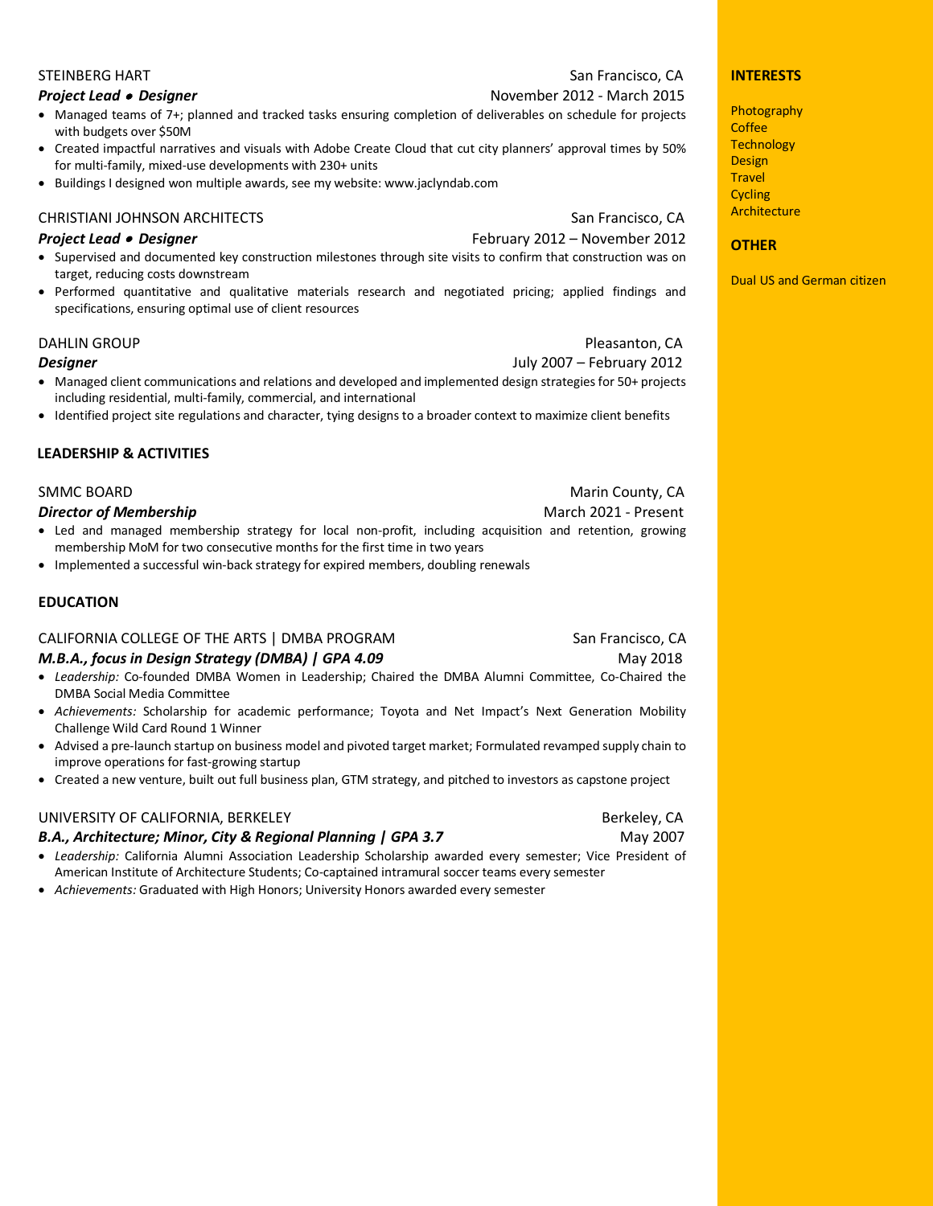STEINBERG HART — San Francisco, CA

***Project Lead • Designer*** — November 2012 - March 2015

- Managed teams of 7+; planned and tracked tasks ensuring completion of deliverables on schedule for projects with budgets over $50M
- Created impactful narratives and visuals with Adobe Create Cloud that cut city planners' approval times by 50% for multi-family, mixed-use developments with 230+ units
- Buildings I designed won multiple awards, see my website: www.jaclyndab.com

CHRISTIANI JOHNSON ARCHITECTS — San Francisco, CA

***Project Lead • Designer*** — February 2012 – November 2012

- Supervised and documented key construction milestones through site visits to confirm that construction was on target, reducing costs downstream
- Performed quantitative and qualitative materials research and negotiated pricing; applied findings and specifications, ensuring optimal use of client resources

DAHLIN GROUP — Pleasanton, CA

***Designer*** — July 2007 – February 2012

- Managed client communications and relations and developed and implemented design strategies for 50+ projects including residential, multi-family, commercial, and international
- Identified project site regulations and character, tying designs to a broader context to maximize client benefits

## LEADERSHIP & ACTIVITIES

SMMC BOARD — Marin County, CA

***Director of Membership*** — March 2021 - Present

- Led and managed membership strategy for local non-profit, including acquisition and retention, growing membership MoM for two consecutive months for the first time in two years
- Implemented a successful win-back strategy for expired members, doubling renewals

## EDUCATION

CALIFORNIA COLLEGE OF THE ARTS | DMBA PROGRAM — San Francisco, CA

***M.B.A., focus in Design Strategy (DMBA) | GPA 4.09*** — May 2018

- *Leadership:* Co-founded DMBA Women in Leadership; Chaired the DMBA Alumni Committee, Co-Chaired the DMBA Social Media Committee
- *Achievements:* Scholarship for academic performance; Toyota and Net Impact's Next Generation Mobility Challenge Wild Card Round 1 Winner
- Advised a pre-launch startup on business model and pivoted target market; Formulated revamped supply chain to improve operations for fast-growing startup
- Created a new venture, built out full business plan, GTM strategy, and pitched to investors as capstone project

UNIVERSITY OF CALIFORNIA, BERKELEY — Berkeley, CA

***B.A., Architecture; Minor, City & Regional Planning | GPA 3.7*** — May 2007

- *Leadership:* California Alumni Association Leadership Scholarship awarded every semester; Vice President of American Institute of Architecture Students; Co-captained intramural soccer teams every semester
- *Achievements:* Graduated with High Honors; University Honors awarded every semester

## INTERESTS

Photography
Coffee
Technology
Design
Travel
Cycling
Architecture

## OTHER

Dual US and German citizen